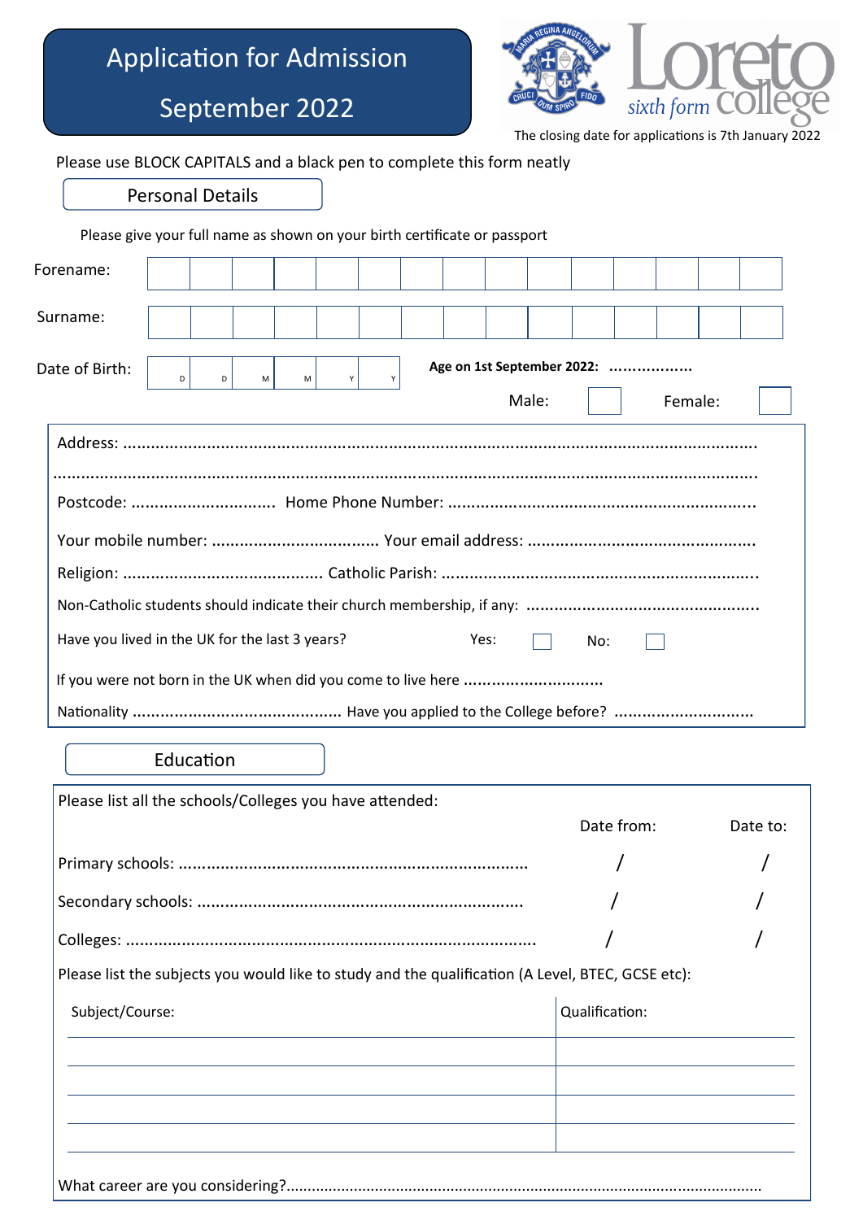# Application for Admission September 2022

Loreto sixth form college

The closing date for applications is 7th January 2022

Please use BLOCK CAPITALS and a black pen to complete this form neatly

## Personal Details

Please give your full name as shown on your birth certificate or passport

Forename:

Surname:

Date of Birth: D D M M Y Y

**Age on 1st September 2022:** ..................

Male: ☐ Female: ☐

Address: ..........................................................................................................................

..........................................................................................................................................

Postcode: .............................. Home Phone Number: ................................................................

Your mobile number: ................................... Your email address: ................................................

Religion: .......................................... Catholic Parish: ...................................................................

Non-Catholic students should indicate their church membership, if any: .................................................

Have you lived in the UK for the last 3 years? Yes: ☐ No: ☐

If you were not born in the UK when did you come to live here ..............................

Nationality ............................................ Have you applied to the College before? .............................

## Education

Please list all the schools/Colleges you have attended:

| | Date from: | Date to: |
|---|---|---|
| Primary schools: .......................................................................... | / | / |
| Secondary schools: .................................................................... | / | / |
| Colleges: ........................................................................................ | / | / |

Please list the subjects you would like to study and the qualification (A Level, BTEC, GCSE etc):

| Subject/Course: | Qualification: |
|---|---|
| | |
| | |
| | |
| | |

What career are you considering?...........................................................................................................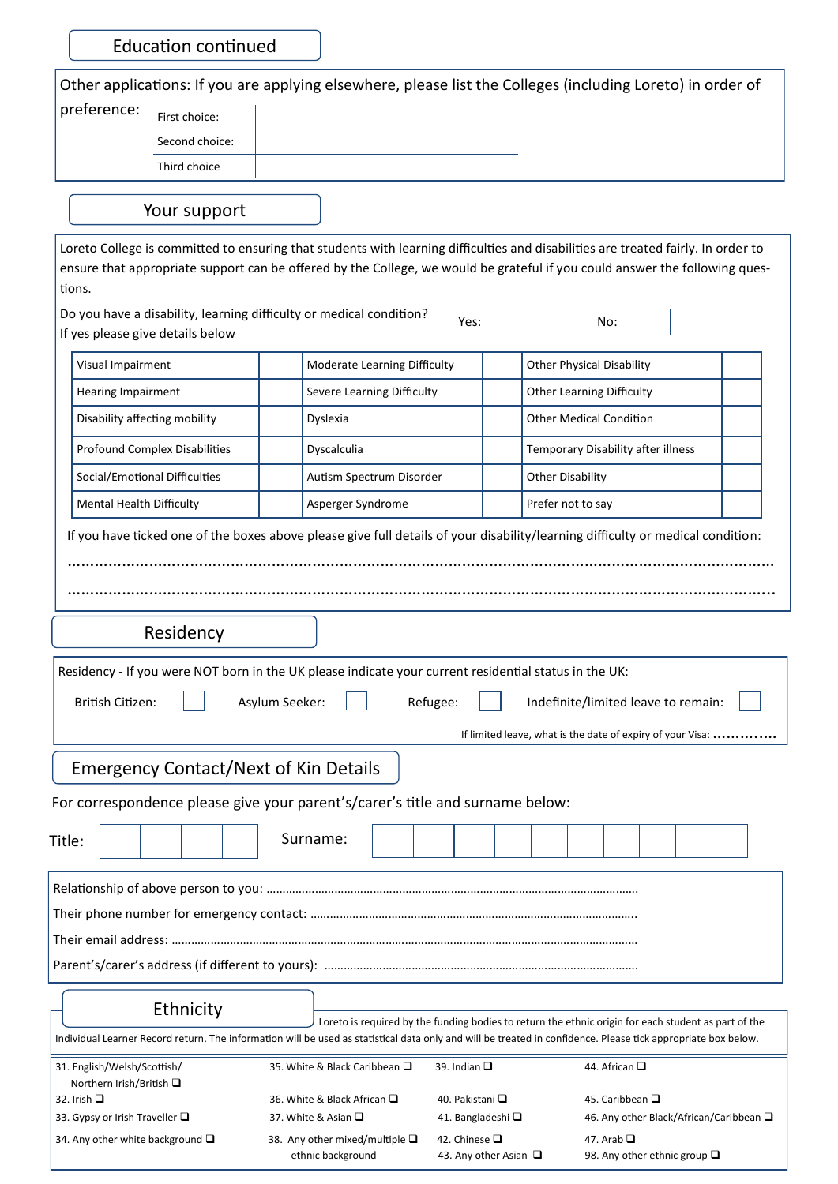## Education continued

Other applications: If you are applying elsewhere, please list the Colleges (including Loreto) in order of preference:

| | |
|---|---|
| First choice: | |
| Second choice: | |
| Third choice | |

## Your support

Loreto College is committed to ensuring that students with learning difficulties and disabilities are treated fairly. In order to ensure that appropriate support can be offered by the College, we would be grateful if you could answer the following questions.

Do you have a disability, learning difficulty or medical condition? Yes: ☐ No: ☐
If yes please give details below

| | | | | | |
|---|---|---|---|---|---|
| Visual Impairment | | Moderate Learning Difficulty | | Other Physical Disability | |
| Hearing Impairment | | Severe Learning Difficulty | | Other Learning Difficulty | |
| Disability affecting mobility | | Dyslexia | | Other Medical Condition | |
| Profound Complex Disabilities | | Dyscalculia | | Temporary Disability after illness | |
| Social/Emotional Difficulties | | Autism Spectrum Disorder | | Other Disability | |
| Mental Health Difficulty | | Asperger Syndrome | | Prefer not to say | |

If you have ticked one of the boxes above please give full details of your disability/learning difficulty or medical condition:

.......................................................................................................................................................

.......................................................................................................................................................

## Residency

Residency - If you were NOT born in the UK please indicate your current residential status in the UK:

British Citizen: ☐ Asylum Seeker: ☐ Refugee: ☐ Indefinite/limited leave to remain: ☐

If limited leave, what is the date of expiry of your Visa: ..............

## Emergency Contact/Next of Kin Details

For correspondence please give your parent's/carer's title and surname below:

Title: ☐☐☐☐ Surname: ☐☐☐☐☐☐☐☐☐☐

Relationship of above person to you: ..........................................................................................................

Their phone number for emergency contact: ...................................................................................................

Their email address: ...........................................................................................................................

Parent's/carer's address (if different to yours): ..............................................................................................

## Ethnicity

Loreto is required by the funding bodies to return the ethnic origin for each student as part of the Individual Learner Record return. The information will be used as statistical data only and will be treated in confidence. Please tick appropriate box below.

| | | | |
|---|---|---|---|
| 31. English/Welsh/Scottish/ Northern Irish/British ☐ | 35. White & Black Caribbean ☐ | 39. Indian ☐ | 44. African ☐ |
| 32. Irish ☐ | 36. White & Black African ☐ | 40. Pakistani ☐ | 45. Caribbean ☐ |
| 33. Gypsy or Irish Traveller ☐ | 37. White & Asian ☐ | 41. Bangladeshi ☐ | 46. Any other Black/African/Caribbean ☐ |
| 34. Any other white background ☐ | 38. Any other mixed/multiple ☐ ethnic background | 42. Chinese ☐ 43. Any other Asian ☐ | 47. Arab ☐ 98. Any other ethnic group ☐ |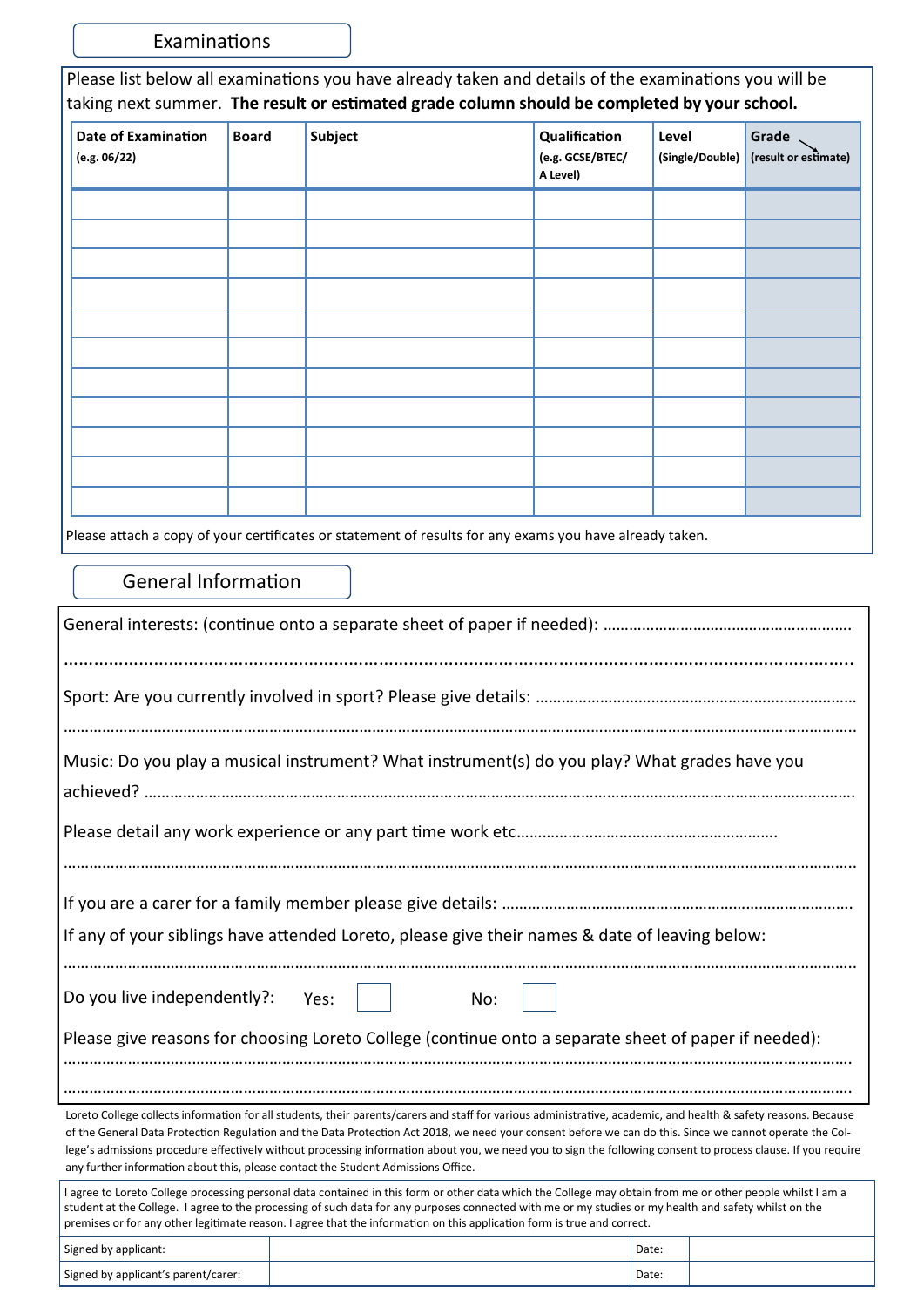## Examinations

Please list below all examinations you have already taken and details of the examinations you will be taking next summer. **The result or estimated grade column should be completed by your school.**

| **Date of Examination** (e.g. 06/22) | **Board** | **Subject** | **Qualification** (e.g. GCSE/BTEC/ A Level) | **Level** (Single/Double) | **Grade** (result or estimate) |
|---|---|---|---|---|---|
| | | | | | |
| | | | | | |
| | | | | | |
| | | | | | |
| | | | | | |
| | | | | | |
| | | | | | |
| | | | | | |
| | | | | | |
| | | | | | |
| | | | | | |

Please attach a copy of your certificates or statement of results for any exams you have already taken.

## General Information

General interests: (continue onto a separate sheet of paper if needed): ………………………………………………

……………………………………………………………………………………………………………………

Sport: Are you currently involved in sport? Please give details: ………………………………………………

……………………………………………………………………………………………………………………

Music: Do you play a musical instrument? What instrument(s) do you play? What grades have you achieved? ……………………………………………………………………………………

Please detail any work experience or any part time work etc……………………………………………

……………………………………………………………………………………………………………………

If you are a carer for a family member please give details: ………………………………………………

If any of your siblings have attended Loreto, please give their names & date of leaving below:

……………………………………………………………………………………………………………………

Do you live independently?: Yes: ☐ No: ☐

Please give reasons for choosing Loreto College (continue onto a separate sheet of paper if needed):

……………………………………………………………………………………………………………………

……………………………………………………………………………………………………………………

Loreto College collects information for all students, their parents/carers and staff for various administrative, academic, and health & safety reasons. Because of the General Data Protection Regulation and the Data Protection Act 2018, we need your consent before we can do this. Since we cannot operate the College's admissions procedure effectively without processing information about you, we need you to sign the following consent to process clause. If you require any further information about this, please contact the Student Admissions Office.

I agree to Loreto College processing personal data contained in this form or other data which the College may obtain from me or other people whilst I am a student at the College. I agree to the processing of such data for any purposes connected with me or my studies or my health and safety whilst on the premises or for any other legitimate reason. I agree that the information on this application form is true and correct.

| | | | |
|---|---|---|---|
| Signed by applicant: | | Date: | |
| Signed by applicant's parent/carer: | | Date: | |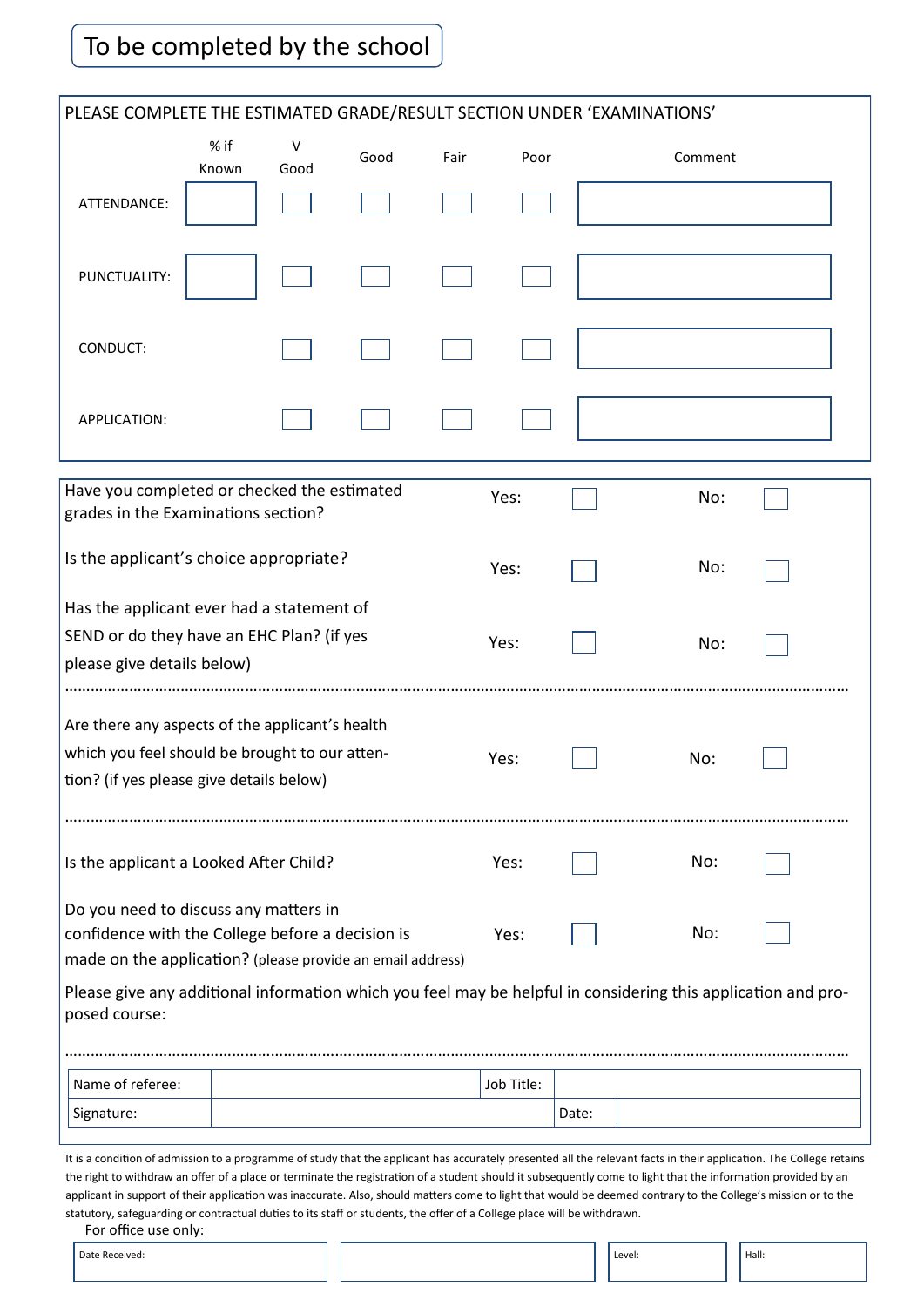## To be completed by the school

PLEASE COMPLETE THE ESTIMATED GRADE/RESULT SECTION UNDER 'EXAMINATIONS'

| | % if Known | V Good | Good | Fair | Poor | Comment |
|---|---|---|---|---|---|---|
| ATTENDANCE: | | | | | | |
| PUNCTUALITY: | | | | | | |
| CONDUCT: | | | | | | |
| APPLICATION: | | | | | | |

| | | | | |
|---|---|---|---|---|
| Have you completed or checked the estimated grades in the Examinations section? | Yes: | | No: | |
| Is the applicant's choice appropriate? | Yes: | | No: | |
| Has the applicant ever had a statement of SEND or do they have an EHC Plan? (if yes please give details below) | Yes: | | No: | |

.......................................................................................................................................................................

| | | | | |
|---|---|---|---|---|
| Are there any aspects of the applicant's health which you feel should be brought to our attention? (if yes please give details below) | Yes: | | No: | |

.......................................................................................................................................................................

| | | | | |
|---|---|---|---|---|
| Is the applicant a Looked After Child? | Yes: | | No: | |
| Do you need to discuss any matters in confidence with the College before a decision is made on the application? (please provide an email address) | Yes: | | No: | |

Please give any additional information which you feel may be helpful in considering this application and proposed course:

.......................................................................................................................................................................

| | | | |
|---|---|---|---|
| Name of referee: | | Job Title: | |
| Signature: | | Date: | |

It is a condition of admission to a programme of study that the applicant has accurately presented all the relevant facts in their application. The College retains the right to withdraw an offer of a place or terminate the registration of a student should it subsequently come to light that the information provided by an applicant in support of their application was inaccurate. Also, should matters come to light that would be deemed contrary to the College's mission or to the statutory, safeguarding or contractual duties to its staff or students, the offer of a College place will be withdrawn.

For office use only:

| | | | |
|---|---|---|---|
| Date Received: | | Level: | Hall: |